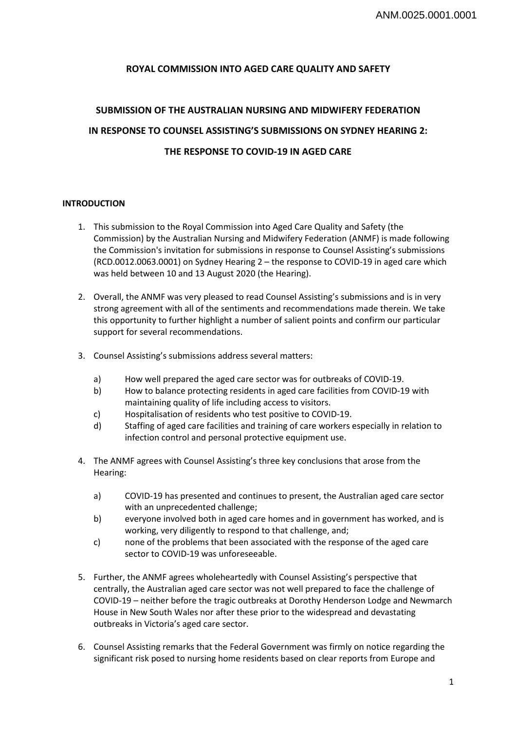**ROYAL COMMISSION INTO AGED CARE QUALITY AND SAFETY**

**SUBMISSION OF THE AUSTRALIAN NURSING AND MIDWIFERY FEDERATION**

**IN RESPONSE TO COUNSEL ASSISTING'S SUBMISSIONS ON SYDNEY HEARING 2:**

**THE RESPONSE TO COVID-19 IN AGED CARE**

**INTRODUCTION**

1. This submission to the Royal Commission into Aged Care Quality and Safety (the Commission) by the Australian Nursing and Midwifery Federation (ANMF) is made following the Commission's invitation for submissions in response to Counsel Assisting's submissions (RCD.0012.0063.0001) on Sydney Hearing 2 – the response to COVID-19 in aged care which was held between 10 and 13 August 2020 (the Hearing).

2. Overall, the ANMF was very pleased to read Counsel Assisting's submissions and is in very strong agreement with all of the sentiments and recommendations made therein. We take this opportunity to further highlight a number of salient points and confirm our particular support for several recommendations.

3. Counsel Assisting's submissions address several matters:

   a) How well prepared the aged care sector was for outbreaks of COVID-19.
   b) How to balance protecting residents in aged care facilities from COVID-19 with maintaining quality of life including access to visitors.
   c) Hospitalisation of residents who test positive to COVID-19.
   d) Staffing of aged care facilities and training of care workers especially in relation to infection control and personal protective equipment use.

4. The ANMF agrees with Counsel Assisting's three key conclusions that arose from the Hearing:

   a) COVID-19 has presented and continues to present, the Australian aged care sector with an unprecedented challenge;
   b) everyone involved both in aged care homes and in government has worked, and is working, very diligently to respond to that challenge, and;
   c) none of the problems that been associated with the response of the aged care sector to COVID-19 was unforeseeable.

5. Further, the ANMF agrees wholeheartedly with Counsel Assisting's perspective that centrally, the Australian aged care sector was not well prepared to face the challenge of COVID-19 – neither before the tragic outbreaks at Dorothy Henderson Lodge and Newmarch House in New South Wales nor after these prior to the widespread and devastating outbreaks in Victoria's aged care sector.

6. Counsel Assisting remarks that the Federal Government was firmly on notice regarding the significant risk posed to nursing home residents based on clear reports from Europe and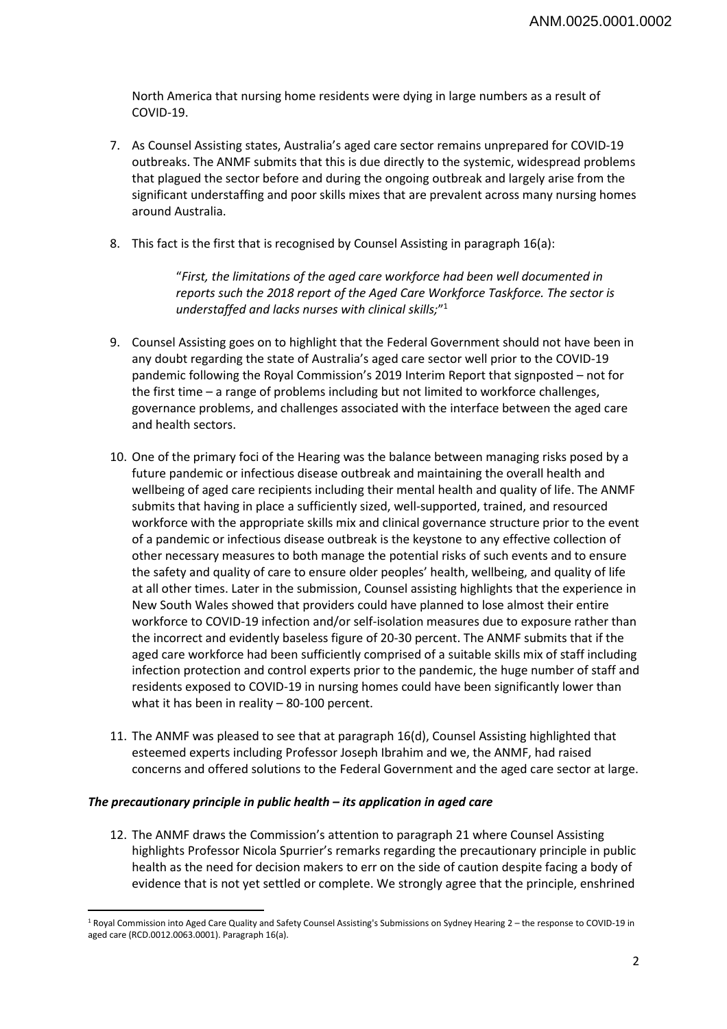North America that nursing home residents were dying in large numbers as a result of COVID-19.

7. As Counsel Assisting states, Australia's aged care sector remains unprepared for COVID-19 outbreaks. The ANMF submits that this is due directly to the systemic, widespread problems that plagued the sector before and during the ongoing outbreak and largely arise from the significant understaffing and poor skills mixes that are prevalent across many nursing homes around Australia.

8. This fact is the first that is recognised by Counsel Assisting in paragraph 16(a):

   > "*First, the limitations of the aged care workforce had been well documented in reports such the 2018 report of the Aged Care Workforce Taskforce. The sector is understaffed and lacks nurses with clinical skills;*"[1]

9. Counsel Assisting goes on to highlight that the Federal Government should not have been in any doubt regarding the state of Australia's aged care sector well prior to the COVID-19 pandemic following the Royal Commission's 2019 Interim Report that signposted – not for the first time – a range of problems including but not limited to workforce challenges, governance problems, and challenges associated with the interface between the aged care and health sectors.

10. One of the primary foci of the Hearing was the balance between managing risks posed by a future pandemic or infectious disease outbreak and maintaining the overall health and wellbeing of aged care recipients including their mental health and quality of life. The ANMF submits that having in place a sufficiently sized, well-supported, trained, and resourced workforce with the appropriate skills mix and clinical governance structure prior to the event of a pandemic or infectious disease outbreak is the keystone to any effective collection of other necessary measures to both manage the potential risks of such events and to ensure the safety and quality of care to ensure older peoples' health, wellbeing, and quality of life at all other times. Later in the submission, Counsel assisting highlights that the experience in New South Wales showed that providers could have planned to lose almost their entire workforce to COVID-19 infection and/or self-isolation measures due to exposure rather than the incorrect and evidently baseless figure of 20-30 percent. The ANMF submits that if the aged care workforce had been sufficiently comprised of a suitable skills mix of staff including infection protection and control experts prior to the pandemic, the huge number of staff and residents exposed to COVID-19 in nursing homes could have been significantly lower than what it has been in reality – 80-100 percent.

11. The ANMF was pleased to see that at paragraph 16(d), Counsel Assisting highlighted that esteemed experts including Professor Joseph Ibrahim and we, the ANMF, had raised concerns and offered solutions to the Federal Government and the aged care sector at large.

### *The precautionary principle in public health – its application in aged care*

12. The ANMF draws the Commission's attention to paragraph 21 where Counsel Assisting highlights Professor Nicola Spurrier's remarks regarding the precautionary principle in public health as the need for decision makers to err on the side of caution despite facing a body of evidence that is not yet settled or complete. We strongly agree that the principle, enshrined

---

[1] Royal Commission into Aged Care Quality and Safety Counsel Assisting's Submissions on Sydney Hearing 2 – the response to COVID-19 in aged care (RCD.0012.0063.0001). Paragraph 16(a).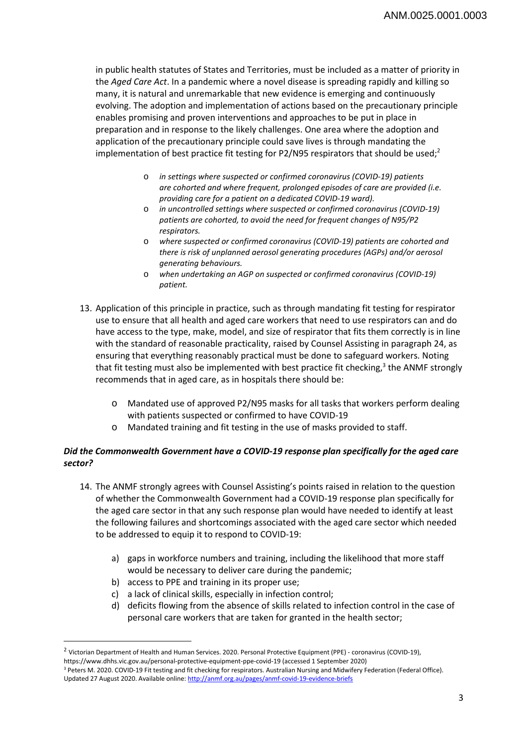in public health statutes of States and Territories, must be included as a matter of priority in the *Aged Care Act*. In a pandemic where a novel disease is spreading rapidly and killing so many, it is natural and unremarkable that new evidence is emerging and continuously evolving. The adoption and implementation of actions based on the precautionary principle enables promising and proven interventions and approaches to be put in place in preparation and in response to the likely challenges. One area where the adoption and application of the precautionary principle could save lives is through mandating the implementation of best practice fit testing for P2/N95 respirators that should be used;[2]

- *in settings where suspected or confirmed coronavirus (COVID-19) patients are cohorted and where frequent, prolonged episodes of care are provided (i.e. providing care for a patient on a dedicated COVID-19 ward).*
- *in uncontrolled settings where suspected or confirmed coronavirus (COVID-19) patients are cohorted, to avoid the need for frequent changes of N95/P2 respirators.*
- *where suspected or confirmed coronavirus (COVID-19) patients are cohorted and there is risk of unplanned aerosol generating procedures (AGPs) and/or aerosol generating behaviours.*
- *when undertaking an AGP on suspected or confirmed coronavirus (COVID-19) patient.*

13. Application of this principle in practice, such as through mandating fit testing for respirator use to ensure that all health and aged care workers that need to use respirators can and do have access to the type, make, model, and size of respirator that fits them correctly is in line with the standard of reasonable practicality, raised by Counsel Assisting in paragraph 24, as ensuring that everything reasonably practical must be done to safeguard workers. Noting that fit testing must also be implemented with best practice fit checking,[3] the ANMF strongly recommends that in aged care, as in hospitals there should be:

    - Mandated use of approved P2/N95 masks for all tasks that workers perform dealing with patients suspected or confirmed to have COVID-19
    - Mandated training and fit testing in the use of masks provided to staff.

### *Did the Commonwealth Government have a COVID-19 response plan specifically for the aged care sector?*

14. The ANMF strongly agrees with Counsel Assisting's points raised in relation to the question of whether the Commonwealth Government had a COVID-19 response plan specifically for the aged care sector in that any such response plan would have needed to identify at least the following failures and shortcomings associated with the aged care sector which needed to be addressed to equip it to respond to COVID-19:

    a) gaps in workforce numbers and training, including the likelihood that more staff would be necessary to deliver care during the pandemic;
    b) access to PPE and training in its proper use;
    c) a lack of clinical skills, especially in infection control;
    d) deficits flowing from the absence of skills related to infection control in the case of personal care workers that are taken for granted in the health sector;

---

[2] Victorian Department of Health and Human Services. 2020. Personal Protective Equipment (PPE) - coronavirus (COVID-19), https://www.dhhs.vic.gov.au/personal-protective-equipment-ppe-covid-19 (accessed 1 September 2020)

[3] Peters M. 2020. COVID-19 Fit testing and fit checking for respirators. Australian Nursing and Midwifery Federation (Federal Office). Updated 27 August 2020. Available online: http://anmf.org.au/pages/anmf-covid-19-evidence-briefs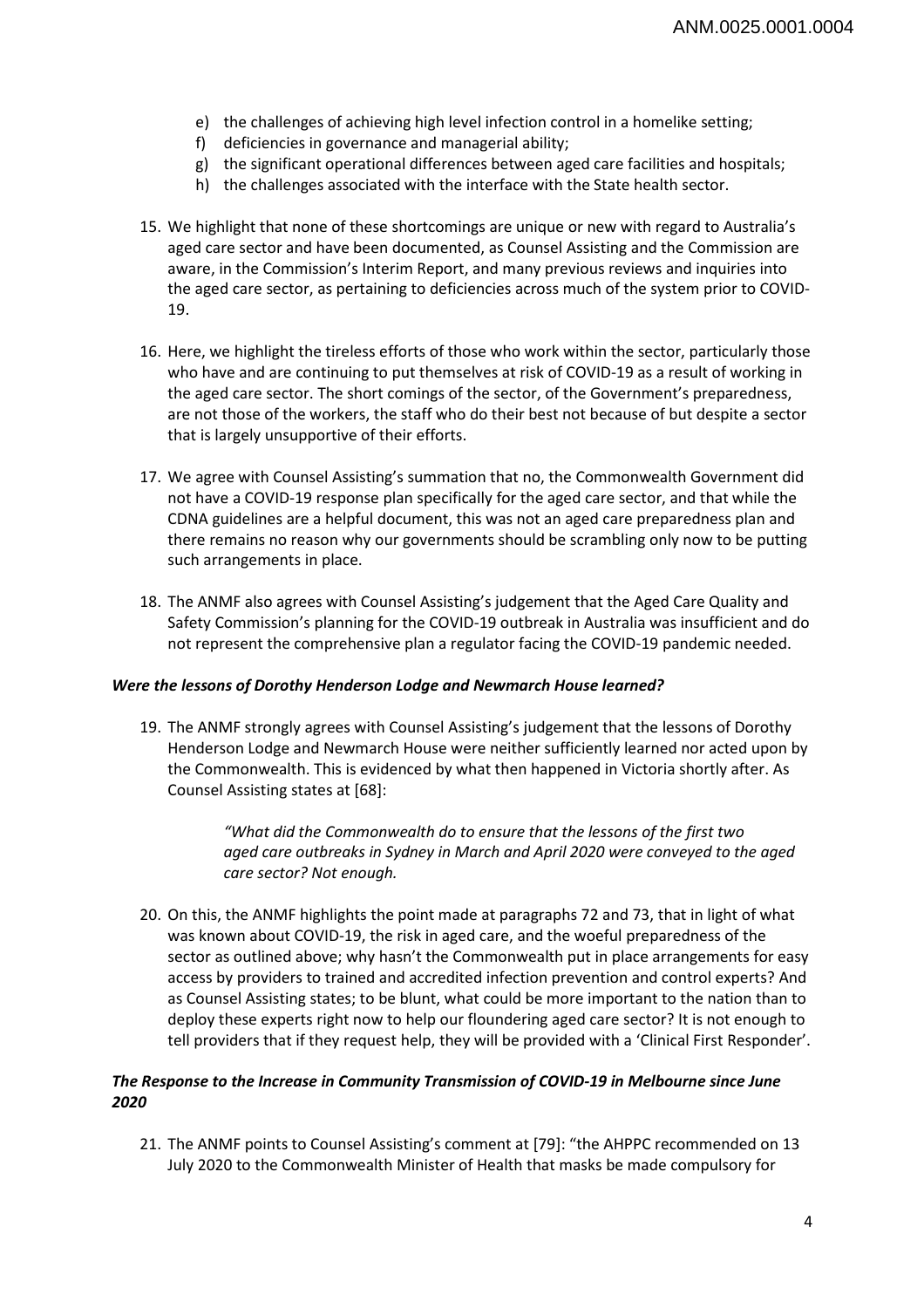e) the challenges of achieving high level infection control in a homelike setting;
f) deficiencies in governance and managerial ability;
g) the significant operational differences between aged care facilities and hospitals;
h) the challenges associated with the interface with the State health sector.

15. We highlight that none of these shortcomings are unique or new with regard to Australia's aged care sector and have been documented, as Counsel Assisting and the Commission are aware, in the Commission's Interim Report, and many previous reviews and inquiries into the aged care sector, as pertaining to deficiencies across much of the system prior to COVID-19.

16. Here, we highlight the tireless efforts of those who work within the sector, particularly those who have and are continuing to put themselves at risk of COVID-19 as a result of working in the aged care sector. The short comings of the sector, of the Government's preparedness, are not those of the workers, the staff who do their best not because of but despite a sector that is largely unsupportive of their efforts.

17. We agree with Counsel Assisting's summation that no, the Commonwealth Government did not have a COVID-19 response plan specifically for the aged care sector, and that while the CDNA guidelines are a helpful document, this was not an aged care preparedness plan and there remains no reason why our governments should be scrambling only now to be putting such arrangements in place.

18. The ANMF also agrees with Counsel Assisting's judgement that the Aged Care Quality and Safety Commission's planning for the COVID-19 outbreak in Australia was insufficient and do not represent the comprehensive plan a regulator facing the COVID-19 pandemic needed.

### *Were the lessons of Dorothy Henderson Lodge and Newmarch House learned?*

19. The ANMF strongly agrees with Counsel Assisting's judgement that the lessons of Dorothy Henderson Lodge and Newmarch House were neither sufficiently learned nor acted upon by the Commonwealth. This is evidenced by what then happened in Victoria shortly after. As Counsel Assisting states at [68]:

> *"What did the Commonwealth do to ensure that the lessons of the first two aged care outbreaks in Sydney in March and April 2020 were conveyed to the aged care sector? Not enough.*

20. On this, the ANMF highlights the point made at paragraphs 72 and 73, that in light of what was known about COVID-19, the risk in aged care, and the woeful preparedness of the sector as outlined above; why hasn't the Commonwealth put in place arrangements for easy access by providers to trained and accredited infection prevention and control experts? And as Counsel Assisting states; to be blunt, what could be more important to the nation than to deploy these experts right now to help our floundering aged care sector? It is not enough to tell providers that if they request help, they will be provided with a 'Clinical First Responder'.

### *The Response to the Increase in Community Transmission of COVID-19 in Melbourne since June 2020*

21. The ANMF points to Counsel Assisting's comment at [79]: "the AHPPC recommended on 13 July 2020 to the Commonwealth Minister of Health that masks be made compulsory for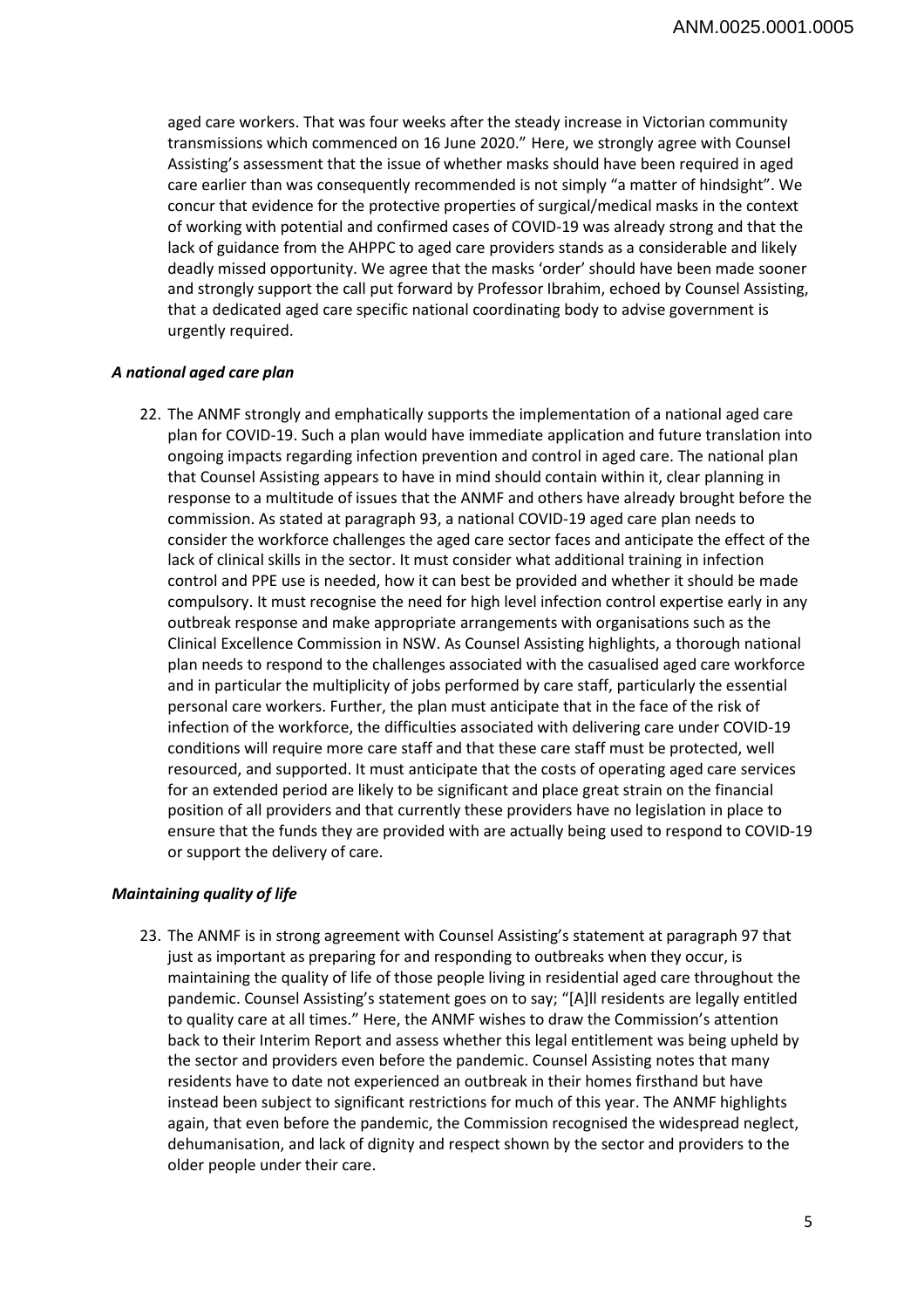aged care workers. That was four weeks after the steady increase in Victorian community transmissions which commenced on 16 June 2020." Here, we strongly agree with Counsel Assisting's assessment that the issue of whether masks should have been required in aged care earlier than was consequently recommended is not simply "a matter of hindsight". We concur that evidence for the protective properties of surgical/medical masks in the context of working with potential and confirmed cases of COVID-19 was already strong and that the lack of guidance from the AHPPC to aged care providers stands as a considerable and likely deadly missed opportunity. We agree that the masks 'order' should have been made sooner and strongly support the call put forward by Professor Ibrahim, echoed by Counsel Assisting, that a dedicated aged care specific national coordinating body to advise government is urgently required.

***A national aged care plan***

22. The ANMF strongly and emphatically supports the implementation of a national aged care plan for COVID-19. Such a plan would have immediate application and future translation into ongoing impacts regarding infection prevention and control in aged care. The national plan that Counsel Assisting appears to have in mind should contain within it, clear planning in response to a multitude of issues that the ANMF and others have already brought before the commission. As stated at paragraph 93, a national COVID-19 aged care plan needs to consider the workforce challenges the aged care sector faces and anticipate the effect of the lack of clinical skills in the sector. It must consider what additional training in infection control and PPE use is needed, how it can best be provided and whether it should be made compulsory. It must recognise the need for high level infection control expertise early in any outbreak response and make appropriate arrangements with organisations such as the Clinical Excellence Commission in NSW. As Counsel Assisting highlights, a thorough national plan needs to respond to the challenges associated with the casualised aged care workforce and in particular the multiplicity of jobs performed by care staff, particularly the essential personal care workers. Further, the plan must anticipate that in the face of the risk of infection of the workforce, the difficulties associated with delivering care under COVID-19 conditions will require more care staff and that these care staff must be protected, well resourced, and supported. It must anticipate that the costs of operating aged care services for an extended period are likely to be significant and place great strain on the financial position of all providers and that currently these providers have no legislation in place to ensure that the funds they are provided with are actually being used to respond to COVID-19 or support the delivery of care.

***Maintaining quality of life***

23. The ANMF is in strong agreement with Counsel Assisting's statement at paragraph 97 that just as important as preparing for and responding to outbreaks when they occur, is maintaining the quality of life of those people living in residential aged care throughout the pandemic. Counsel Assisting's statement goes on to say; "[A]ll residents are legally entitled to quality care at all times." Here, the ANMF wishes to draw the Commission's attention back to their Interim Report and assess whether this legal entitlement was being upheld by the sector and providers even before the pandemic. Counsel Assisting notes that many residents have to date not experienced an outbreak in their homes firsthand but have instead been subject to significant restrictions for much of this year. The ANMF highlights again, that even before the pandemic, the Commission recognised the widespread neglect, dehumanisation, and lack of dignity and respect shown by the sector and providers to the older people under their care.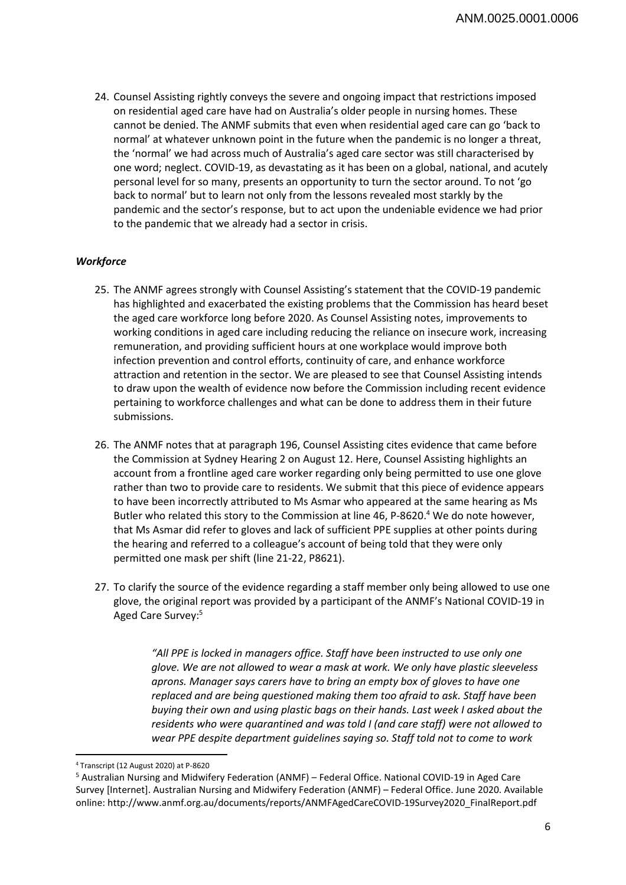24. Counsel Assisting rightly conveys the severe and ongoing impact that restrictions imposed on residential aged care have had on Australia's older people in nursing homes. These cannot be denied. The ANMF submits that even when residential aged care can go 'back to normal' at whatever unknown point in the future when the pandemic is no longer a threat, the 'normal' we had across much of Australia's aged care sector was still characterised by one word; neglect. COVID-19, as devastating as it has been on a global, national, and acutely personal level for so many, presents an opportunity to turn the sector around. To not 'go back to normal' but to learn not only from the lessons revealed most starkly by the pandemic and the sector's response, but to act upon the undeniable evidence we had prior to the pandemic that we already had a sector in crisis.

***Workforce***

25. The ANMF agrees strongly with Counsel Assisting's statement that the COVID-19 pandemic has highlighted and exacerbated the existing problems that the Commission has heard beset the aged care workforce long before 2020. As Counsel Assisting notes, improvements to working conditions in aged care including reducing the reliance on insecure work, increasing remuneration, and providing sufficient hours at one workplace would improve both infection prevention and control efforts, continuity of care, and enhance workforce attraction and retention in the sector. We are pleased to see that Counsel Assisting intends to draw upon the wealth of evidence now before the Commission including recent evidence pertaining to workforce challenges and what can be done to address them in their future submissions.

26. The ANMF notes that at paragraph 196, Counsel Assisting cites evidence that came before the Commission at Sydney Hearing 2 on August 12. Here, Counsel Assisting highlights an account from a frontline aged care worker regarding only being permitted to use one glove rather than two to provide care to residents. We submit that this piece of evidence appears to have been incorrectly attributed to Ms Asmar who appeared at the same hearing as Ms Butler who related this story to the Commission at line 46, P-8620.[4] We do note however, that Ms Asmar did refer to gloves and lack of sufficient PPE supplies at other points during the hearing and referred to a colleague's account of being told that they were only permitted one mask per shift (line 21-22, P8621).

27. To clarify the source of the evidence regarding a staff member only being allowed to use one glove, the original report was provided by a participant of the ANMF's National COVID-19 in Aged Care Survey:[5]

> *"All PPE is locked in managers office. Staff have been instructed to use only one glove. We are not allowed to wear a mask at work. We only have plastic sleeveless aprons. Manager says carers have to bring an empty box of gloves to have one replaced and are being questioned making them too afraid to ask. Staff have been buying their own and using plastic bags on their hands. Last week I asked about the residents who were quarantined and was told I (and care staff) were not allowed to wear PPE despite department guidelines saying so. Staff told not to come to work*

---

[4] Transcript (12 August 2020) at P-8620

[5] Australian Nursing and Midwifery Federation (ANMF) – Federal Office. National COVID-19 in Aged Care Survey [Internet]. Australian Nursing and Midwifery Federation (ANMF) – Federal Office. June 2020. Available online: http://www.anmf.org.au/documents/reports/ANMFAgedCareCOVID-19Survey2020_FinalReport.pdf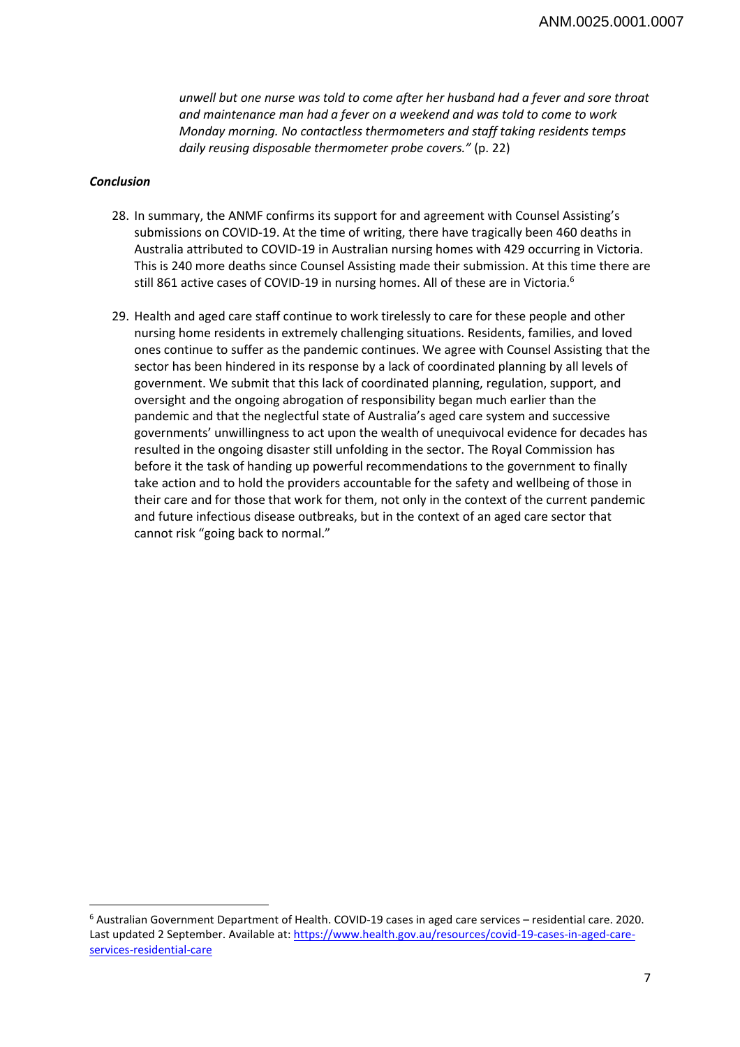*unwell but one nurse was told to come after her husband had a fever and sore throat and maintenance man had a fever on a weekend and was told to come to work Monday morning. No contactless thermometers and staff taking residents temps daily reusing disposable thermometer probe covers."* (p. 22)

***Conclusion***

28. In summary, the ANMF confirms its support for and agreement with Counsel Assisting's submissions on COVID-19. At the time of writing, there have tragically been 460 deaths in Australia attributed to COVID-19 in Australian nursing homes with 429 occurring in Victoria. This is 240 more deaths since Counsel Assisting made their submission. At this time there are still 861 active cases of COVID-19 in nursing homes. All of these are in Victoria.[6]

29. Health and aged care staff continue to work tirelessly to care for these people and other nursing home residents in extremely challenging situations. Residents, families, and loved ones continue to suffer as the pandemic continues. We agree with Counsel Assisting that the sector has been hindered in its response by a lack of coordinated planning by all levels of government. We submit that this lack of coordinated planning, regulation, support, and oversight and the ongoing abrogation of responsibility began much earlier than the pandemic and that the neglectful state of Australia's aged care system and successive governments' unwillingness to act upon the wealth of unequivocal evidence for decades has resulted in the ongoing disaster still unfolding in the sector. The Royal Commission has before it the task of handing up powerful recommendations to the government to finally take action and to hold the providers accountable for the safety and wellbeing of those in their care and for those that work for them, not only in the context of the current pandemic and future infectious disease outbreaks, but in the context of an aged care sector that cannot risk "going back to normal."

---

[6] Australian Government Department of Health. COVID-19 cases in aged care services – residential care. 2020. Last updated 2 September. Available at: https://www.health.gov.au/resources/covid-19-cases-in-aged-care-services-residential-care